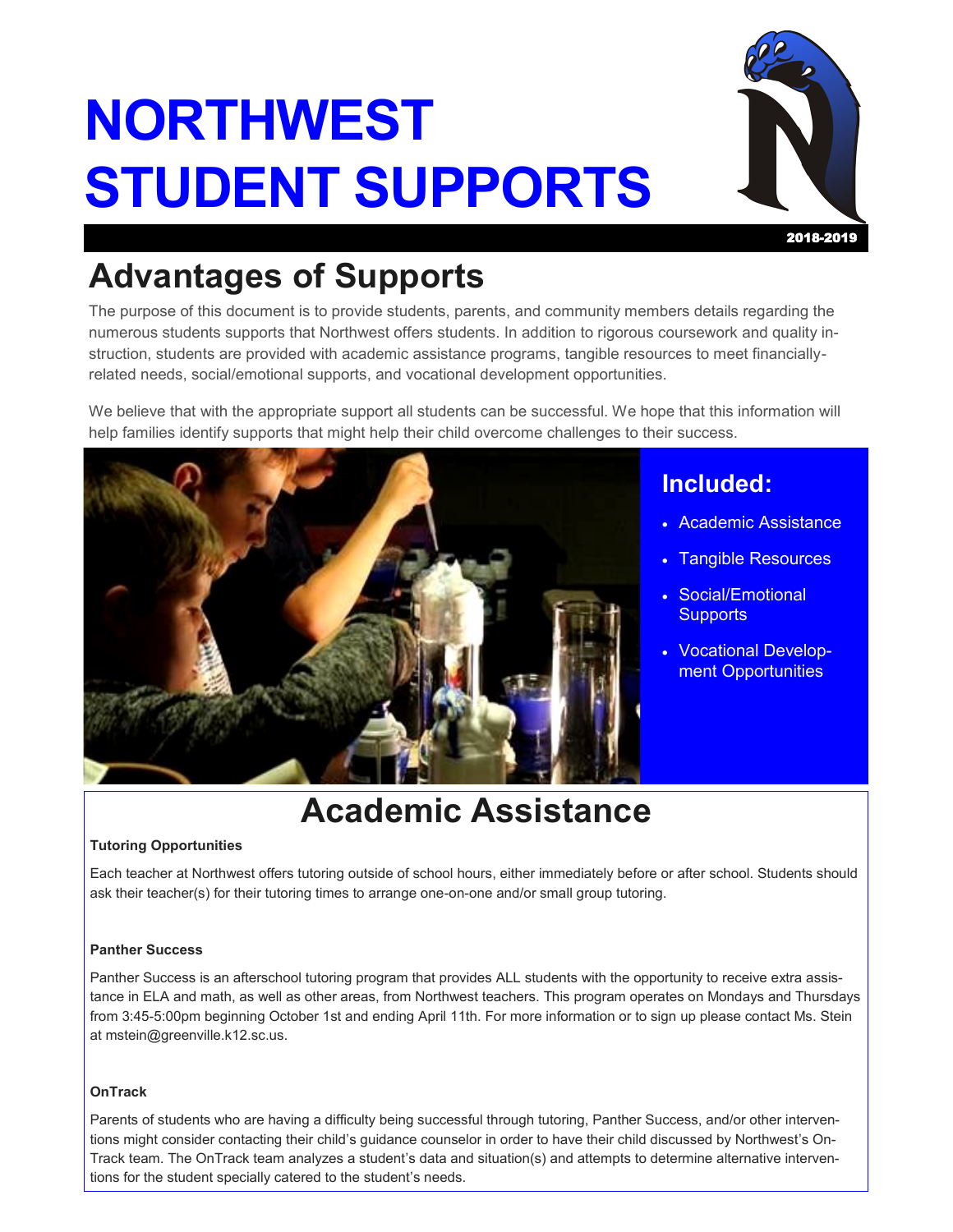# NORTHWEST STUDENT SUPPORTS

2018-2019

## Advantages of Supports

The purpose of this document is to provide students, parents, and community members details regarding the numerous students supports that Northwest offers students. In addition to rigorous coursework and quality instruction, students are provided with academic assistance programs, tangible resources to meet financially-related needs, social/emotional supports, and vocational development opportunities.

We believe that with the appropriate support all students can be successful. We hope that this information will help families identify supports that might help their child overcome challenges to their success.

### Included:

- Academic Assistance
- Tangible Resources
- Social/Emotional Supports
- Vocational Development Opportunities

## Academic Assistance

**Tutoring Opportunities**

Each teacher at Northwest offers tutoring outside of school hours, either immediately before or after school. Students should ask their teacher(s) for their tutoring times to arrange one-on-one and/or small group tutoring.

**Panther Success**

Panther Success is an afterschool tutoring program that provides ALL students with the opportunity to receive extra assistance in ELA and math, as well as other areas, from Northwest teachers. This program operates on Mondays and Thursdays from 3:45-5:00pm beginning October 1st and ending April 11th. For more information or to sign up please contact Ms. Stein at mstein@greenville.k12.sc.us.

**OnTrack**

Parents of students who are having a difficulty being successful through tutoring, Panther Success, and/or other interventions might consider contacting their child's guidance counselor in order to have their child discussed by Northwest's OnTrack team. The OnTrack team analyzes a student's data and situation(s) and attempts to determine alternative interventions for the student specially catered to the student's needs.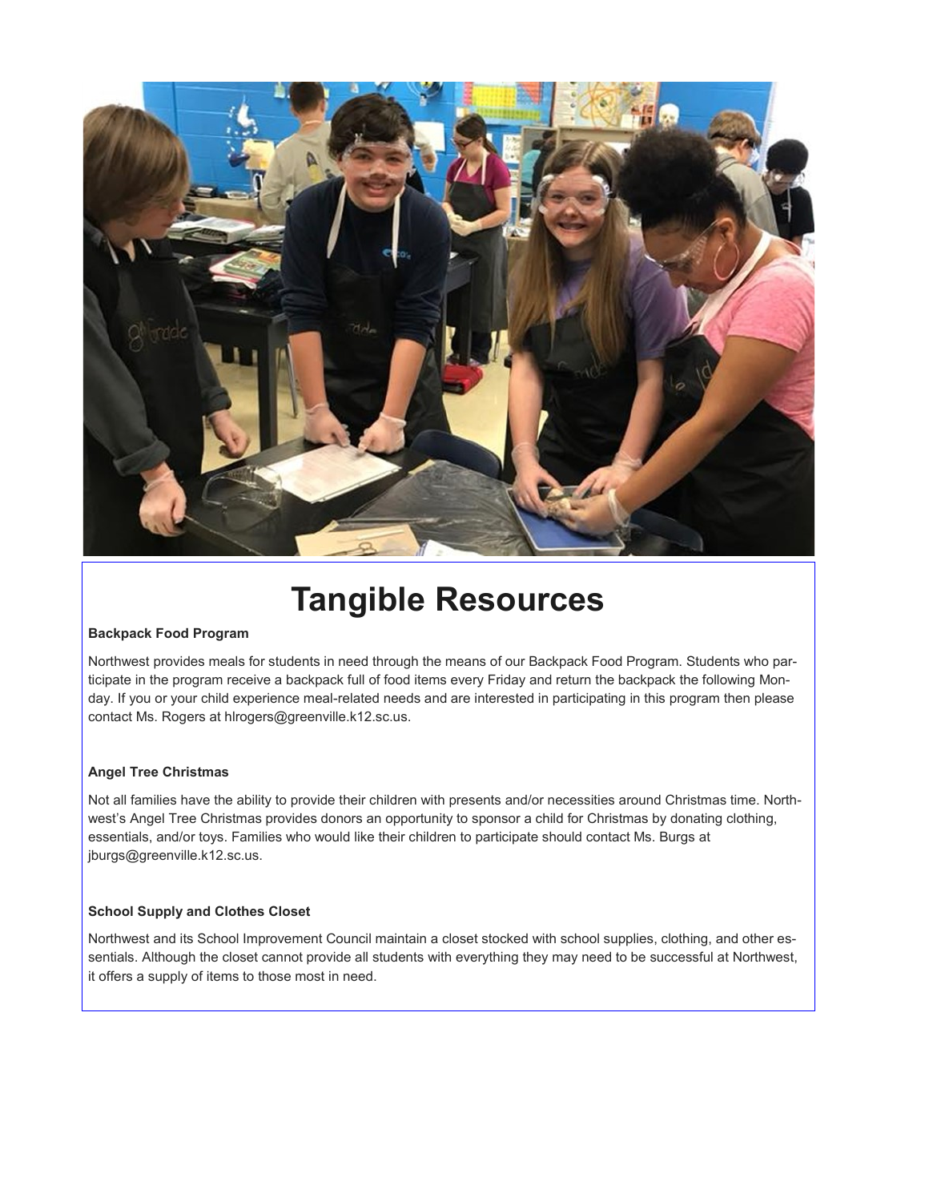# Tangible Resources

**Backpack Food Program**

Northwest provides meals for students in need through the means of our Backpack Food Program. Students who participate in the program receive a backpack full of food items every Friday and return the backpack the following Monday. If you or your child experience meal-related needs and are interested in participating in this program then please contact Ms. Rogers at hlrogers@greenville.k12.sc.us.

**Angel Tree Christmas**

Not all families have the ability to provide their children with presents and/or necessities around Christmas time. Northwest's Angel Tree Christmas provides donors an opportunity to sponsor a child for Christmas by donating clothing, essentials, and/or toys. Families who would like their children to participate should contact Ms. Burgs at jburgs@greenville.k12.sc.us.

**School Supply and Clothes Closet**

Northwest and its School Improvement Council maintain a closet stocked with school supplies, clothing, and other essentials. Although the closet cannot provide all students with everything they may need to be successful at Northwest, it offers a supply of items to those most in need.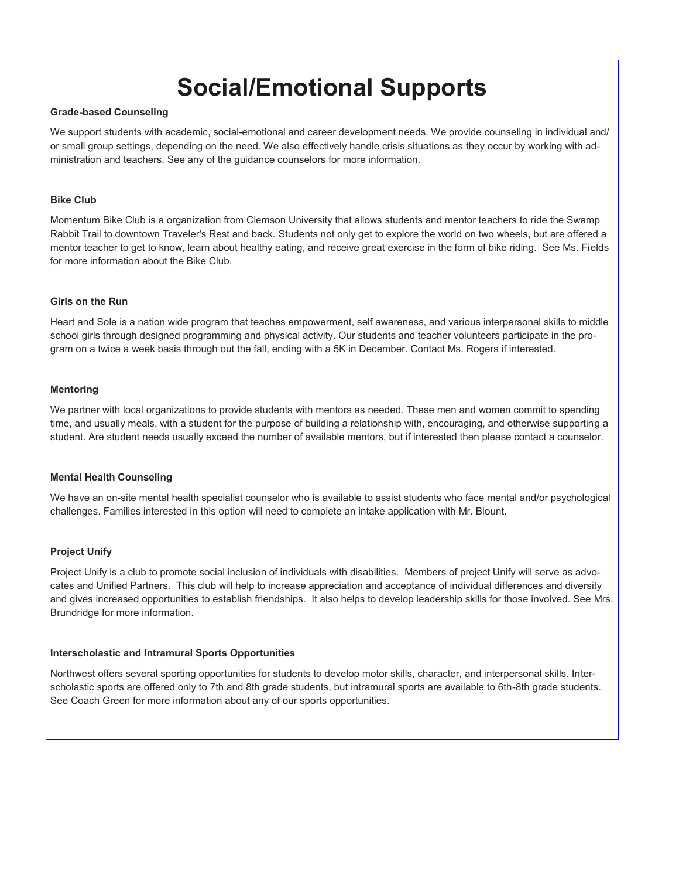# Social/Emotional Supports

**Grade-based Counseling**

We support students with academic, social-emotional and career development needs. We provide counseling in individual and/or small group settings, depending on the need. We also effectively handle crisis situations as they occur by working with administration and teachers. See any of the guidance counselors for more information.

**Bike Club**

Momentum Bike Club is a organization from Clemson University that allows students and mentor teachers to ride the Swamp Rabbit Trail to downtown Traveler's Rest and back. Students not only get to explore the world on two wheels, but are offered a mentor teacher to get to know, learn about healthy eating, and receive great exercise in the form of bike riding. See Ms. Fields for more information about the Bike Club.

**Girls on the Run**

Heart and Sole is a nation wide program that teaches empowerment, self awareness, and various interpersonal skills to middle school girls through designed programming and physical activity. Our students and teacher volunteers participate in the program on a twice a week basis through out the fall, ending with a 5K in December. Contact Ms. Rogers if interested.

**Mentoring**

We partner with local organizations to provide students with mentors as needed. These men and women commit to spending time, and usually meals, with a student for the purpose of building a relationship with, encouraging, and otherwise supporting a student. Are student needs usually exceed the number of available mentors, but if interested then please contact a counselor.

**Mental Health Counseling**

We have an on-site mental health specialist counselor who is available to assist students who face mental and/or psychological challenges. Families interested in this option will need to complete an intake application with Mr. Blount.

**Project Unify**

Project Unify is a club to promote social inclusion of individuals with disabilities. Members of project Unify will serve as advocates and Unified Partners. This club will help to increase appreciation and acceptance of individual differences and diversity and gives increased opportunities to establish friendships. It also helps to develop leadership skills for those involved. See Mrs. Brundridge for more information.

**Interscholastic and Intramural Sports Opportunities**

Northwest offers several sporting opportunities for students to develop motor skills, character, and interpersonal skills. Interscholastic sports are offered only to 7th and 8th grade students, but intramural sports are available to 6th-8th grade students. See Coach Green for more information about any of our sports opportunities.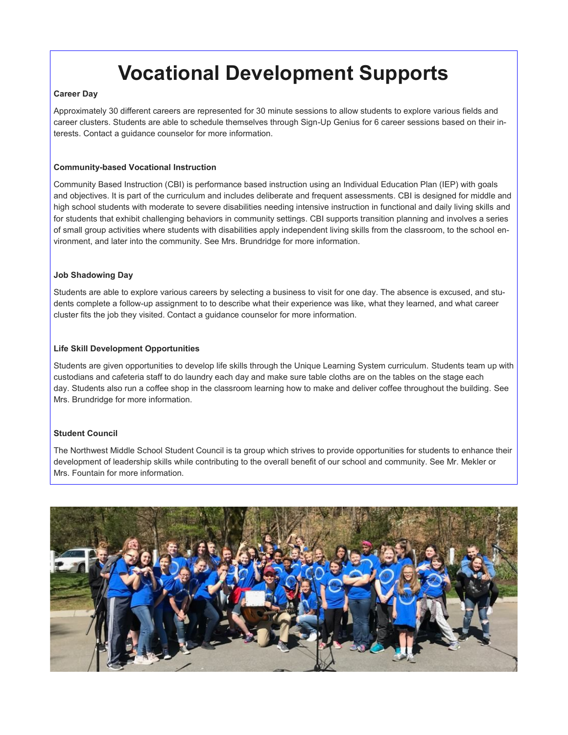# Vocational Development Supports

**Career Day**

Approximately 30 different careers are represented for 30 minute sessions to allow students to explore various fields and career clusters. Students are able to schedule themselves through Sign-Up Genius for 6 career sessions based on their interests. Contact a guidance counselor for more information.

**Community-based Vocational Instruction**

Community Based Instruction (CBI) is performance based instruction using an Individual Education Plan (IEP) with goals and objectives. It is part of the curriculum and includes deliberate and frequent assessments. CBI is designed for middle and high school students with moderate to severe disabilities needing intensive instruction in functional and daily living skills and for students that exhibit challenging behaviors in community settings. CBI supports transition planning and involves a series of small group activities where students with disabilities apply independent living skills from the classroom, to the school environment, and later into the community. See Mrs. Brundridge for more information.

**Job Shadowing Day**

Students are able to explore various careers by selecting a business to visit for one day. The absence is excused, and students complete a follow-up assignment to to describe what their experience was like, what they learned, and what career cluster fits the job they visited. Contact a guidance counselor for more information.

**Life Skill Development Opportunities**

Students are given opportunities to develop life skills through the Unique Learning System curriculum. Students team up with custodians and cafeteria staff to do laundry each day and make sure table cloths are on the tables on the stage each day. Students also run a coffee shop in the classroom learning how to make and deliver coffee throughout the building. See Mrs. Brundridge for more information.

**Student Council**

The Northwest Middle School Student Council is ta group which strives to provide opportunities for students to enhance their development of leadership skills while contributing to the overall benefit of our school and community. See Mr. Mekler or Mrs. Fountain for more information.